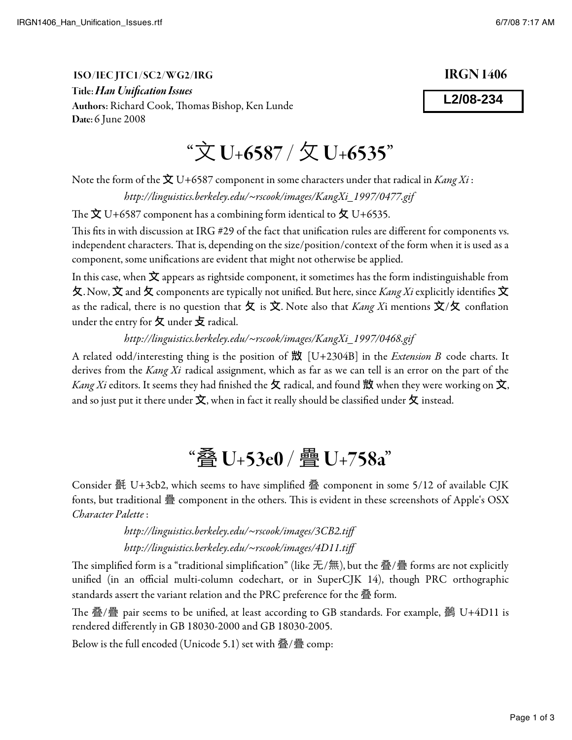**ISO/IEC JTC1/SC2/WG2/IRG**

**IRGN 1406**

**L2/08-234**

**Title:** ***Han Unification Issues***

**Authors:** Richard Cook, Thomas Bishop, Ken Lunde

**Date:** 6 June 2008

# "文 U+6587 / 攵 U+6535"

Note the form of the 文 U+6587 component in some characters under that radical in *Kang Xi* :

*http://linguistics.berkeley.edu/~rscook/images/KangXi_1997/0477.gif*

The 文 U+6587 component has a combining form identical to 攵 U+6535.

This fits in with discussion at IRG #29 of the fact that unification rules are different for components vs. independent characters. That is, depending on the size/position/context of the form when it is used as a component, some unifications are evident that might not otherwise be applied.

In this case, when 文 appears as rightside component, it sometimes has the form indistinguishable from 攵. Now, 文 and 攵 components are typically not unified. But here, since *Kang Xi* explicitly identifies 文 as the radical, there is no question that 攵 is 文. Note also that *Kang X*i mentions 文/攵 conflation under the entry for 攵 under 攴 radical.

*http://linguistics.berkeley.edu/~rscook/images/KangXi_1997/0468.gif*

A related odd/interesting thing is the position of 𣁋 [U+2304B] in the *Extension B* code charts. It derives from the *Kang Xi* radical assignment, which as far as we can tell is an error on the part of the *Kang Xi* editors. It seems they had finished the 攵 radical, and found 𣁋 when they were working on 文, and so just put it there under 文, when in fact it really should be classified under 攵 instead.

# "叠 U+53e0 / 疊 U+758a"

Consider 㲲 U+3cb2, which seems to have simplified 叠 component in some 5/12 of available CJK fonts, but traditional 疊 component in the others. This is evident in these screenshots of Apple's OSX *Character Palette* :

*http://linguistics.berkeley.edu/~rscook/images/3CB2.tiff*

*http://linguistics.berkeley.edu/~rscook/images/4D11.tiff*

The simplified form is a "traditional simplification" (like 无/無), but the 叠/疊 forms are not explicitly unified (in an official multi-column codechart, or in SuperCJK 14), though PRC orthographic standards assert the variant relation and the PRC preference for the 叠 form.

The 叠/疊 pair seems to be unified, at least according to GB standards. For example, 䴑 U+4D11 is rendered differently in GB 18030-2000 and GB 18030-2005.

Below is the full encoded (Unicode 5.1) set with 叠/疊 comp: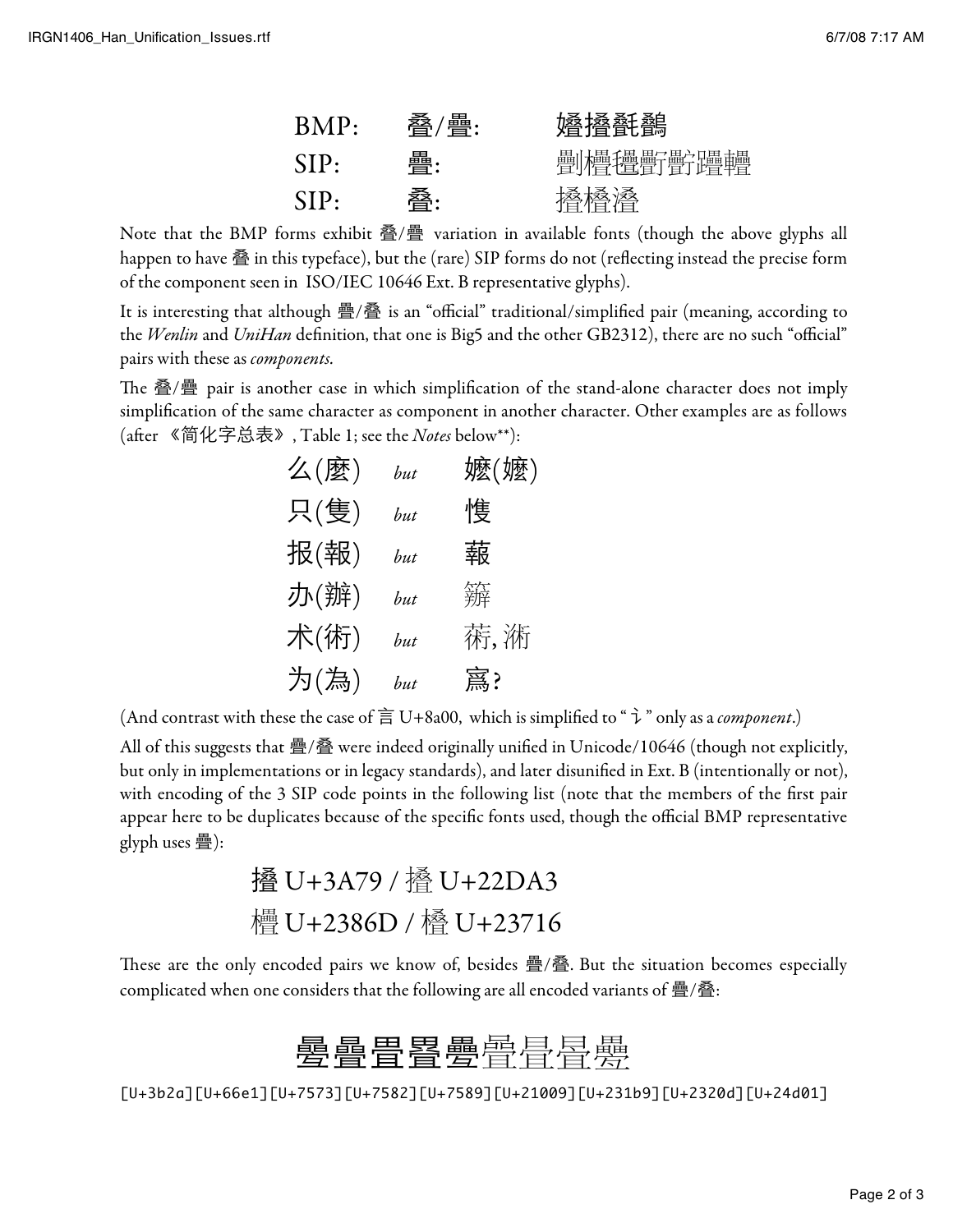| | | |
|---|---|---|
| BMP: | 叠/疊: | 嶦攂氎鷃 |
| SIP: | 疊: | 𠠎𣡭𣿦𣁤𣁤𨅛𨏲 |
| SIP: | 叠: | 𢶣𣜖𣿭 |

Note that the BMP forms exhibit 叠/疊 variation in available fonts (though the above glyphs all happen to have 叠 in this typeface), but the (rare) SIP forms do not (reflecting instead the precise form of the component seen in ISO/IEC 10646 Ext. B representative glyphs).

It is interesting that although 疊/叠 is an "official" traditional/simplified pair (meaning, according to the *Wenlin* and *UniHan* definition, that one is Big5 and the other GB2312), there are no such "official" pairs with these as *components*.

The 叠/疊 pair is another case in which simplification of the stand-alone character does not imply simplification of the same character as component in another character. Other examples are as follows (after 《简化字总表》, Table 1; see the *Notes* below**):

| | | |
|---|---|---|
| 么(麼) | *but* | 嬷(嬤) |
| 只(隻) | *but* | 愯 |
| 报(報) | *but* | 蕔 |
| 办(辦) | *but* | 𥳑 |
| 术(術) | *but* | 蒁, 沭 |
| 为(為) | *but* | 篙? |

(And contrast with these the case of 言 U+8a00, which is simplified to "讠" only as a *component*.)

All of this suggests that 疊/叠 were indeed originally unified in Unicode/10646 (though not explicitly, but only in implementations or in legacy standards), and later disunified in Ext. B (intentionally or not), with encoding of the 3 SIP code points in the following list (note that the members of the first pair appear here to be duplicates because of the specific fonts used, though the official BMP representative glyph uses 疊):

攂 U+3A79 / 𢶣 U+22DA3
𣡭 U+2386D / 𣜖 U+23716

These are the only encoded pairs we know of, besides 疊/叠. But the situation becomes especially complicated when one considers that the following are all encoded variants of 疊/叠:

疊曡畳疉疊𡀉𣆹𣈍𤴁

```
[U+3b2a][U+66e1][U+7573][U+7582][U+7589][U+21009][U+231b9][U+2320d][U+24d01]
```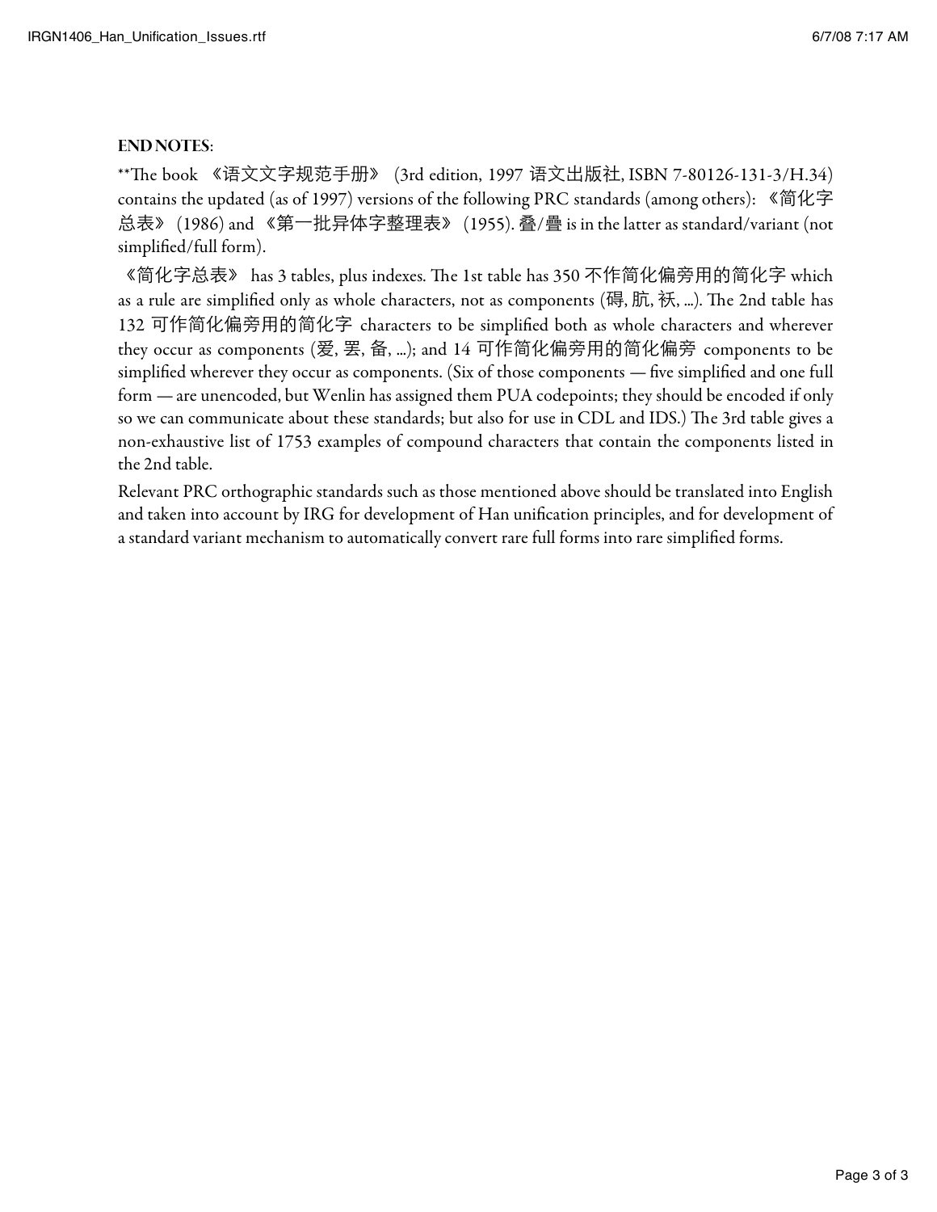**END NOTES**:

**The book 《语文文字规范手册》 (3rd edition, 1997 语文出版社, ISBN 7-80126-131-3/H.34) contains the updated (as of 1997) versions of the following PRC standards (among others): 《简化字总表》 (1986) and 《第一批异体字整理表》 (1955). 叠/疊 is in the latter as standard/variant (not simplified/full form).

《简化字总表》 has 3 tables, plus indexes. The 1st table has 350 不作简化偏旁用的简化字 which as a rule are simplified only as whole characters, not as components (碍, 肮, 袄, ...). The 2nd table has 132 可作简化偏旁用的简化字 characters to be simplified both as whole characters and wherever they occur as components (爱, 罢, 备, ...); and 14 可作简化偏旁用的简化偏旁 components to be simplified wherever they occur as components. (Six of those components — five simplified and one full form — are unencoded, but Wenlin has assigned them PUA codepoints; they should be encoded if only so we can communicate about these standards; but also for use in CDL and IDS.) The 3rd table gives a non-exhaustive list of 1753 examples of compound characters that contain the components listed in the 2nd table.

Relevant PRC orthographic standards such as those mentioned above should be translated into English and taken into account by IRG for development of Han unification principles, and for development of a standard variant mechanism to automatically convert rare full forms into rare simplified forms.